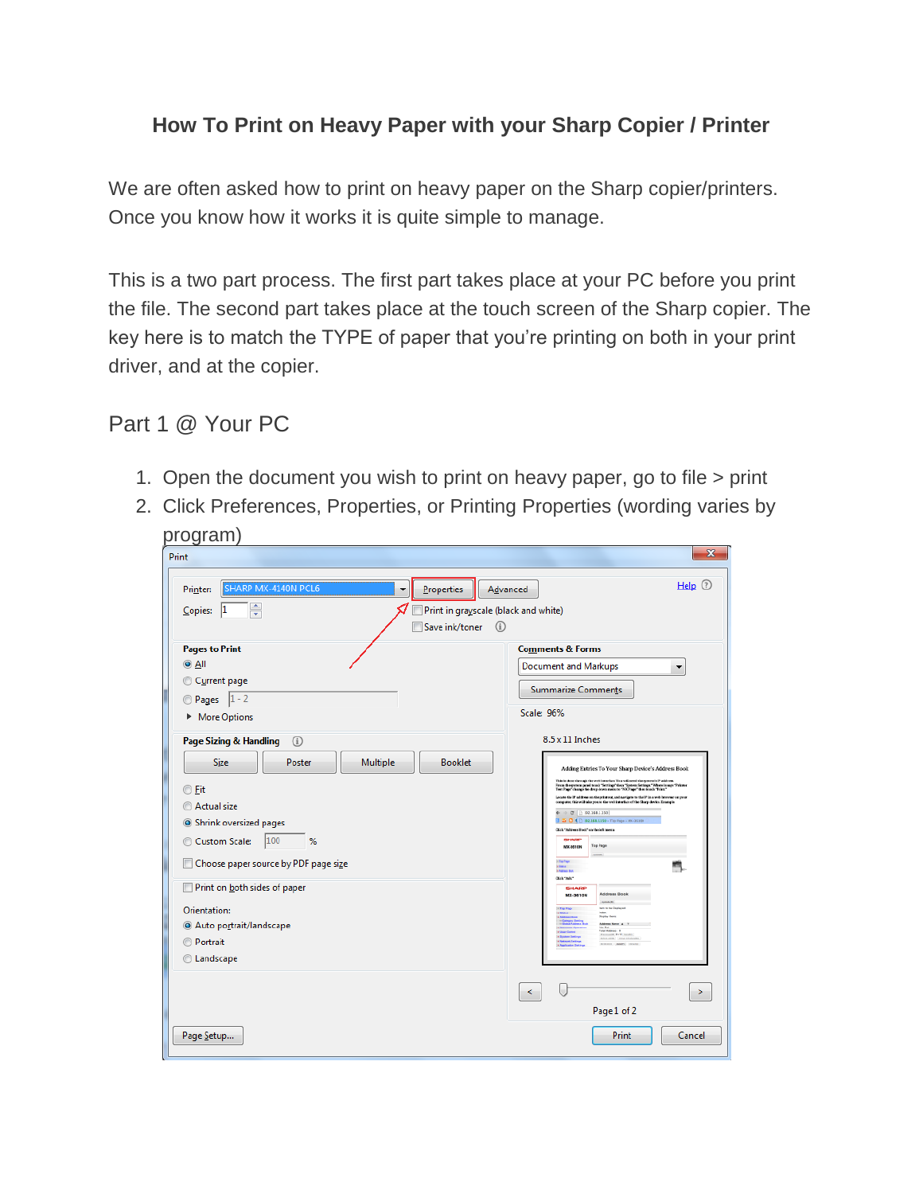# How To Print on Heavy Paper with your Sharp Copier / Printer

We are often asked how to print on heavy paper on the Sharp copier/printers. Once you know how it works it is quite simple to manage.

This is a two part process. The first part takes place at your PC before you print the file. The second part takes place at the touch screen of the Sharp copier. The key here is to match the TYPE of paper that you're printing on both in your print driver, and at the copier.

## Part 1 @ Your PC

1. Open the document you wish to print on heavy paper, go to file > print
2. Click Preferences, Properties, or Printing Properties (wording varies by program)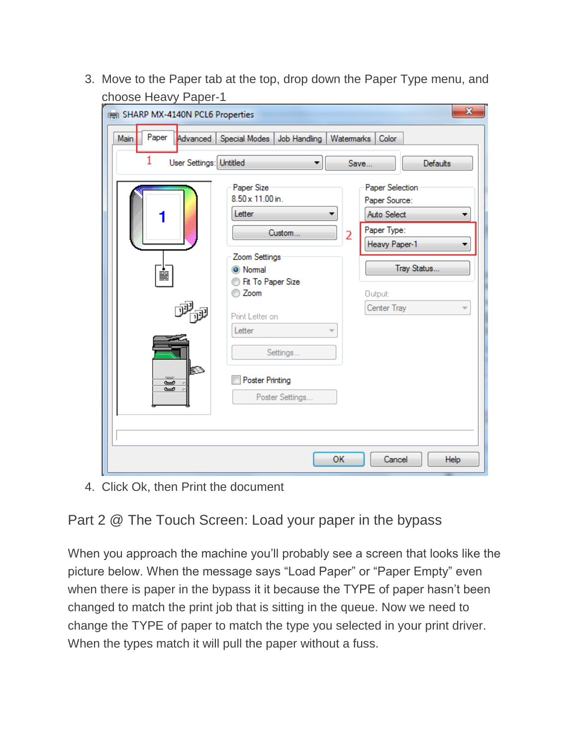3. Move to the Paper tab at the top, drop down the Paper Type menu, and choose Heavy Paper-1

4. Click Ok, then Print the document

## Part 2 @ The Touch Screen: Load your paper in the bypass

When you approach the machine you'll probably see a screen that looks like the picture below. When the message says "Load Paper" or "Paper Empty" even when there is paper in the bypass it it because the TYPE of paper hasn't been changed to match the print job that is sitting in the queue. Now we need to change the TYPE of paper to match the type you selected in your print driver. When the types match it will pull the paper without a fuss.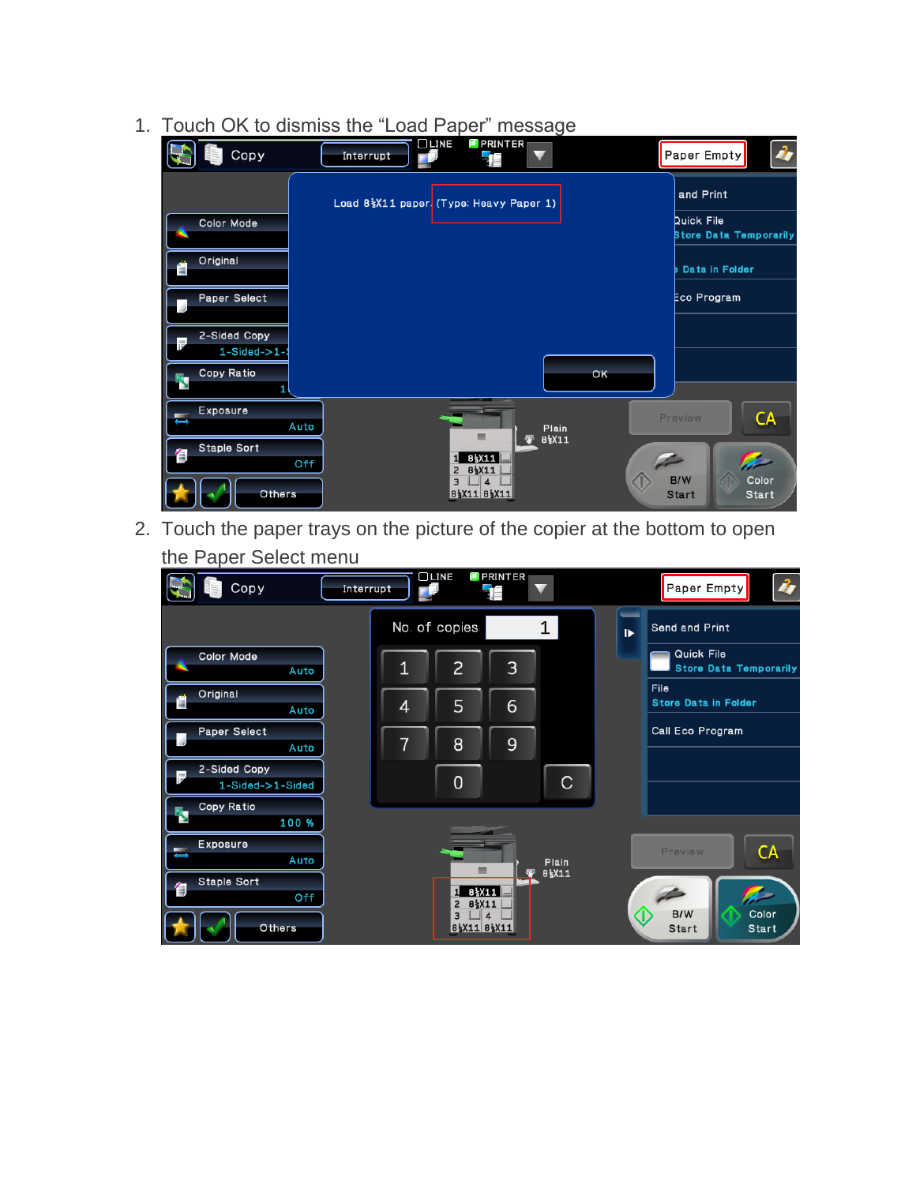1. Touch OK to dismiss the "Load Paper" message

2. Touch the paper trays on the picture of the copier at the bottom to open the Paper Select menu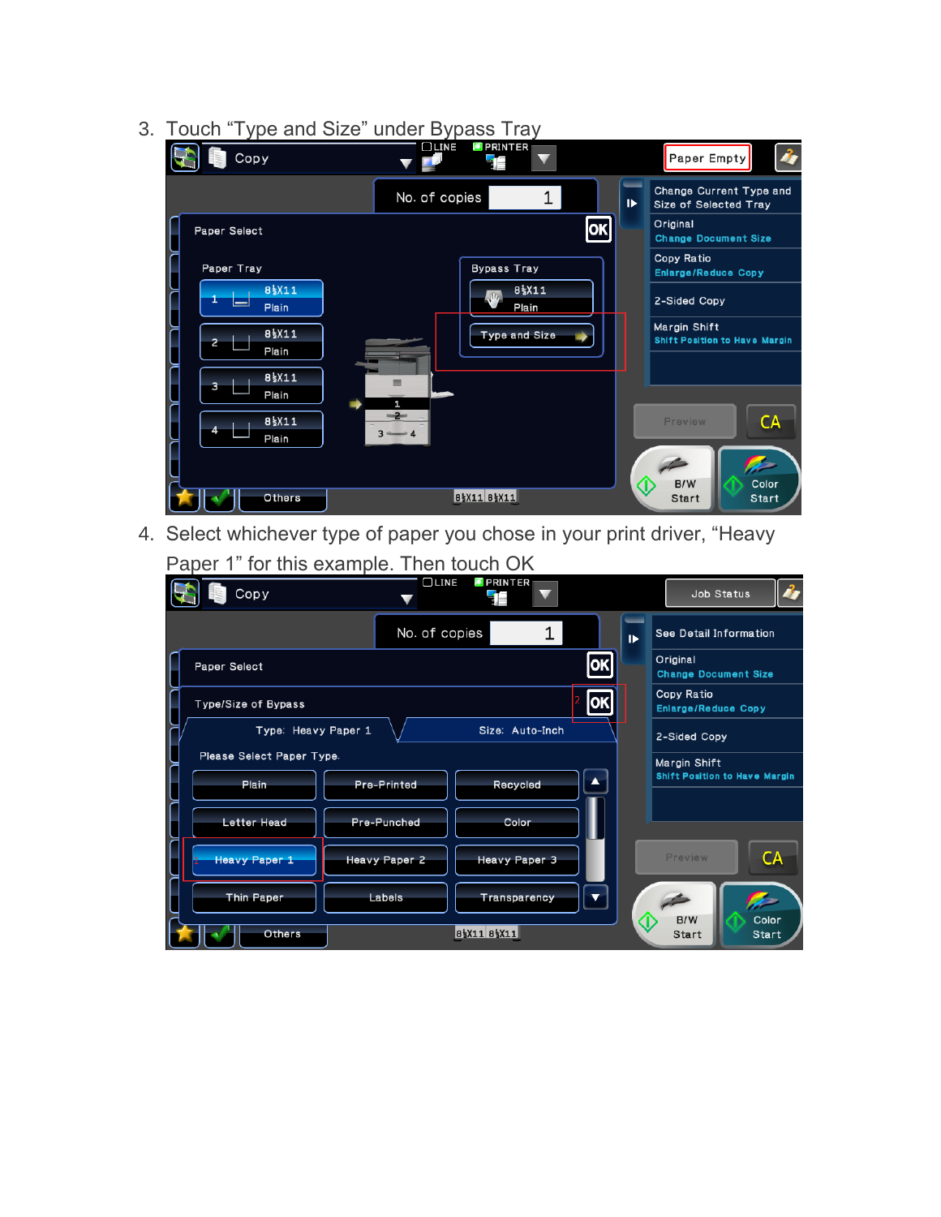3. Touch "Type and Size" under Bypass Tray

4. Select whichever type of paper you chose in your print driver, "Heavy Paper 1" for this example. Then touch OK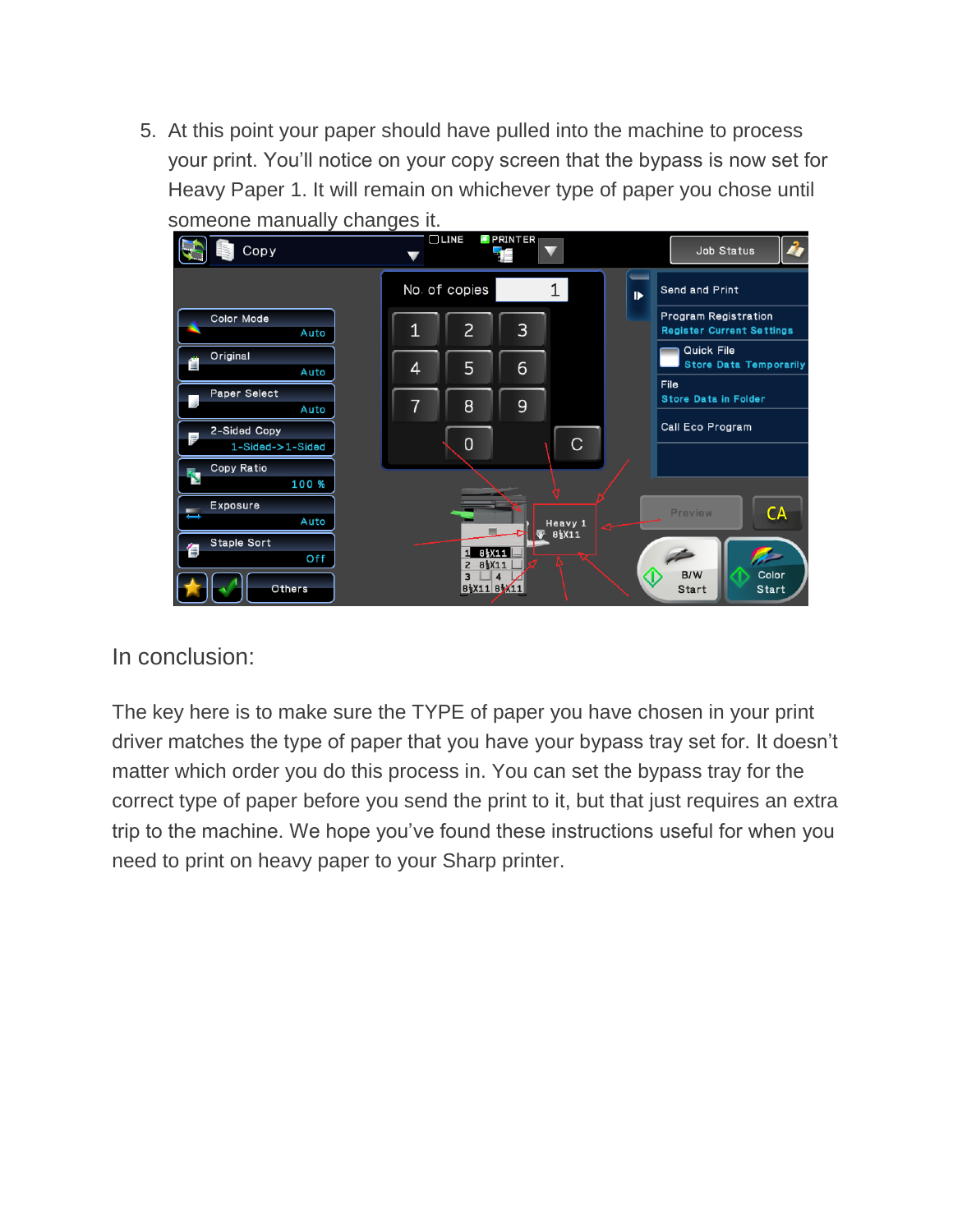5. At this point your paper should have pulled into the machine to process your print. You'll notice on your copy screen that the bypass is now set for Heavy Paper 1. It will remain on whichever type of paper you chose until someone manually changes it.

In conclusion:

The key here is to make sure the TYPE of paper you have chosen in your print driver matches the type of paper that you have your bypass tray set for. It doesn't matter which order you do this process in. You can set the bypass tray for the correct type of paper before you send the print to it, but that just requires an extra trip to the machine. We hope you've found these instructions useful for when you need to print on heavy paper to your Sharp printer.